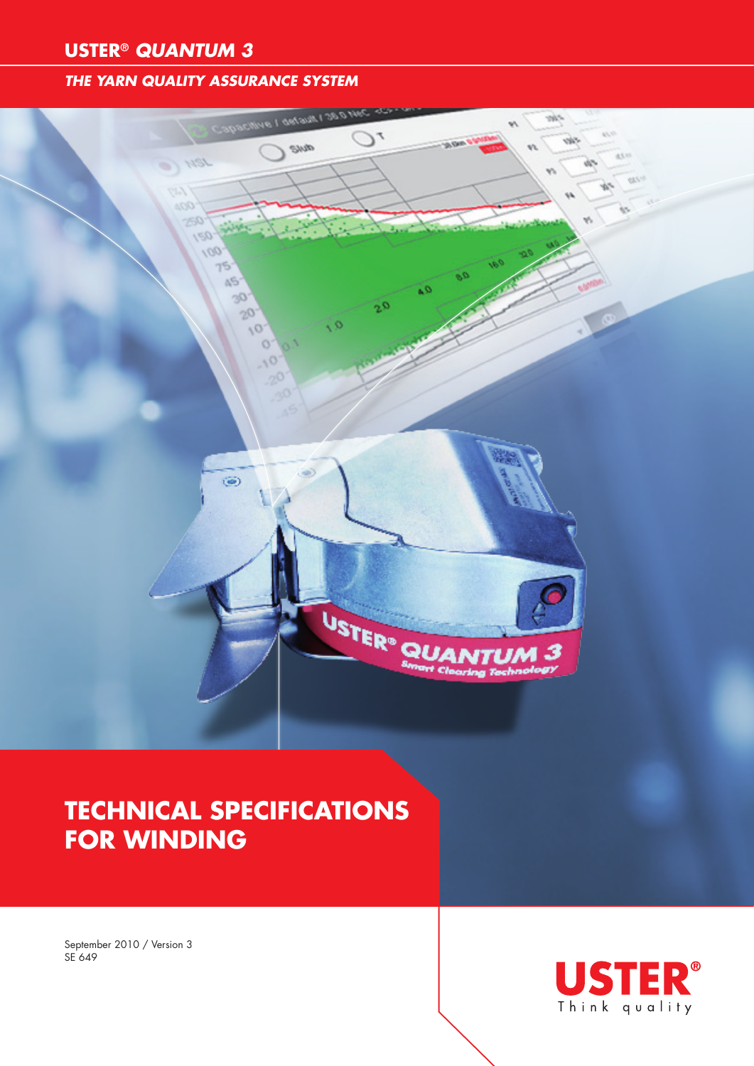**USTER® *QUANTUM 3***

***THE YARN QUALITY ASSURANCE SYSTEM***

# TECHNICAL SPECIFICATIONS FOR WINDING

September 2010 / Version 3
SE 649

USTER®
Think quality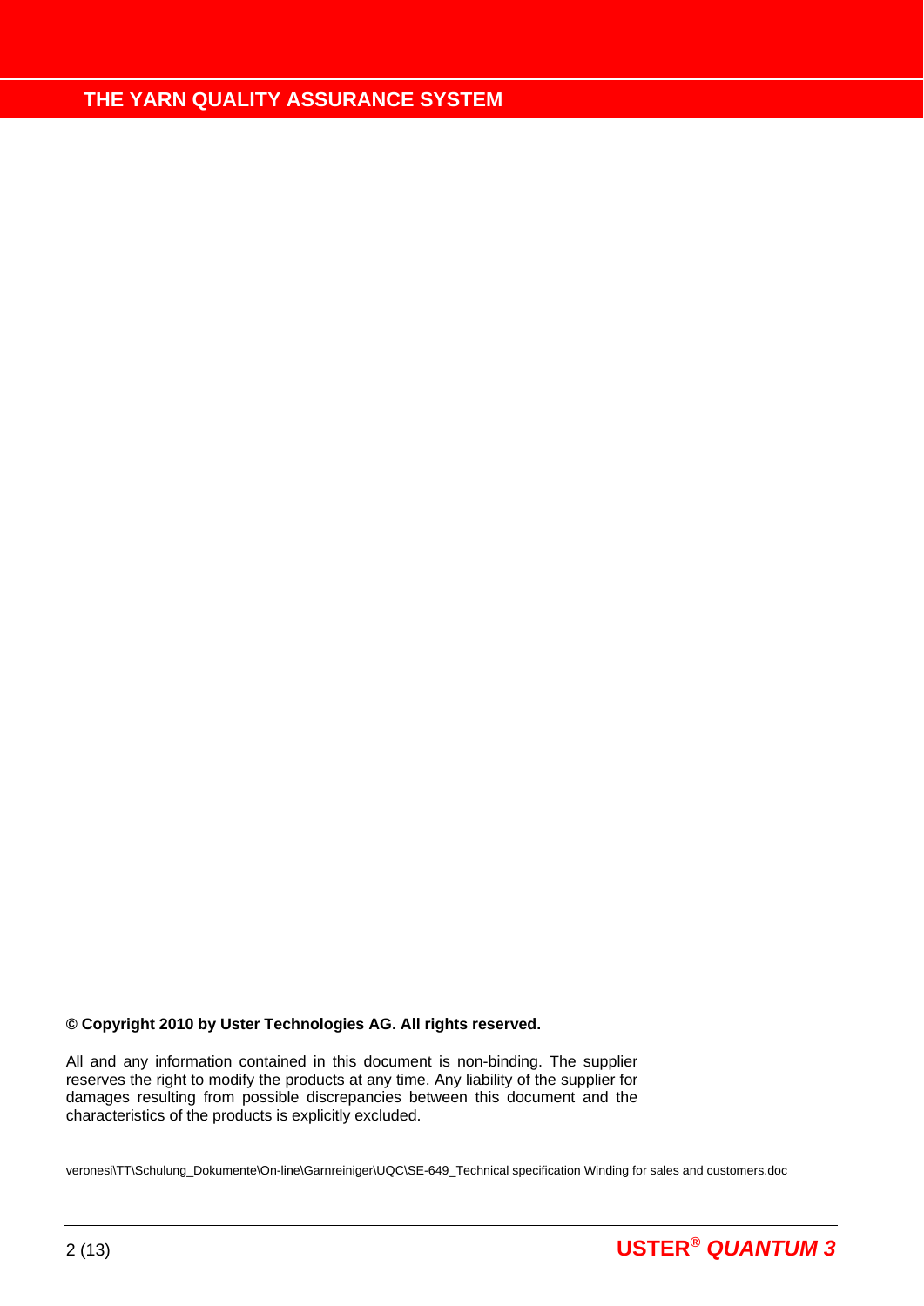**© Copyright 2010 by Uster Technologies AG. All rights reserved.**

All and any information contained in this document is non-binding. The supplier reserves the right to modify the products at any time. Any liability of the supplier for damages resulting from possible discrepancies between this document and the characteristics of the products is explicitly excluded.

veronesi\TT\Schulung_Dokumente\On-line\Garnreiniger\UQC\SE-649_Technical specification Winding for sales and customers.doc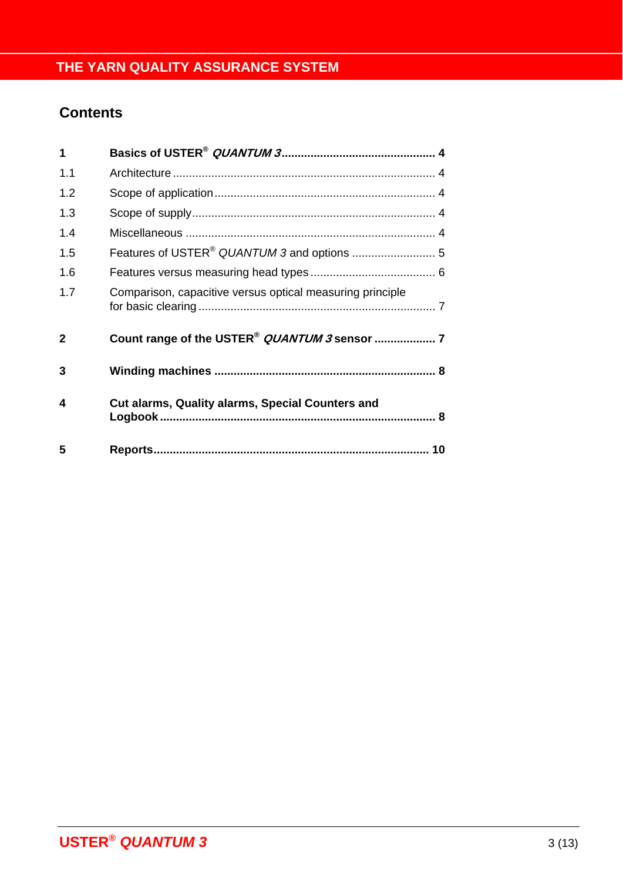THE YARN QUALITY ASSURANCE SYSTEM

## Contents

| | | |
|---|---|---|
| **1** | **Basics of USTER® *QUANTUM 3*** | **4** |
| 1.1 | Architecture | 4 |
| 1.2 | Scope of application | 4 |
| 1.3 | Scope of supply | 4 |
| 1.4 | Miscellaneous | 4 |
| 1.5 | Features of USTER® *QUANTUM 3* and options | 5 |
| 1.6 | Features versus measuring head types | 6 |
| 1.7 | Comparison, capacitive versus optical measuring principle for basic clearing | 7 |
| **2** | **Count range of the USTER® *QUANTUM 3* sensor** | **7** |
| **3** | **Winding machines** | **8** |
| **4** | **Cut alarms, Quality alarms, Special Counters and Logbook** | **8** |
| **5** | **Reports** | **10** |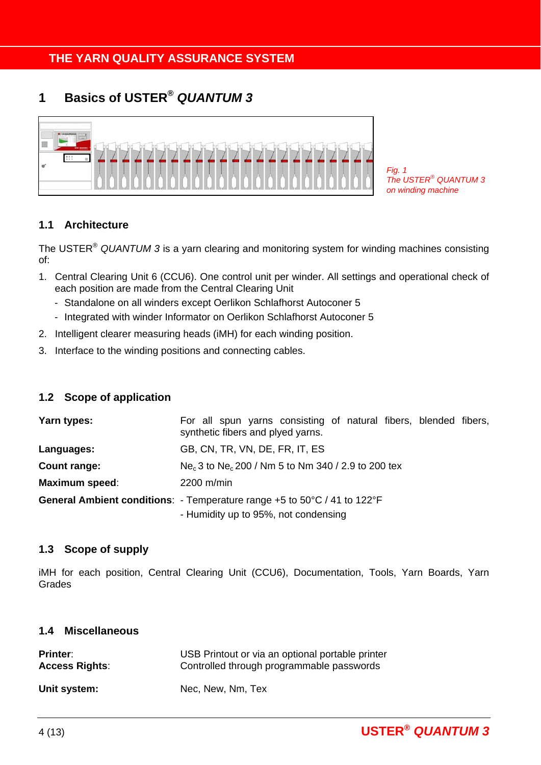# 1 Basics of USTER® *QUANTUM 3*

*Fig. 1*
*The USTER® QUANTUM 3 on winding machine*

## 1.1 Architecture

The USTER® *QUANTUM 3* is a yarn clearing and monitoring system for winding machines consisting of:

1. Central Clearing Unit 6 (CCU6). One control unit per winder. All settings and operational check of each position are made from the Central Clearing Unit
   - Standalone on all winders except Oerlikon Schlafhorst Autoconer 5
   - Integrated with winder Informator on Oerlikon Schlafhorst Autoconer 5
2. Intelligent clearer measuring heads (iMH) for each winding position.
3. Interface to the winding positions and connecting cables.

## 1.2 Scope of application

**Yarn types:** For all spun yarns consisting of natural fibers, blended fibers, synthetic fibers and plyed yarns.

**Languages:** GB, CN, TR, VN, DE, FR, IT, ES

**Count range:** $Ne_c$ 3 to $Ne_c$ 200 / Nm 5 to Nm 340 / 2.9 to 200 tex

**Maximum speed**: 2200 m/min

**General Ambient conditions**:
- Temperature range +5 to 50°C / 41 to 122°F
- Humidity up to 95%, not condensing

## 1.3 Scope of supply

iMH for each position, Central Clearing Unit (CCU6), Documentation, Tools, Yarn Boards, Yarn Grades

## 1.4 Miscellaneous

**Printer**: USB Printout or via an optional portable printer
**Access Rights**: Controlled through programmable passwords

**Unit system:** Nec, New, Nm, Tex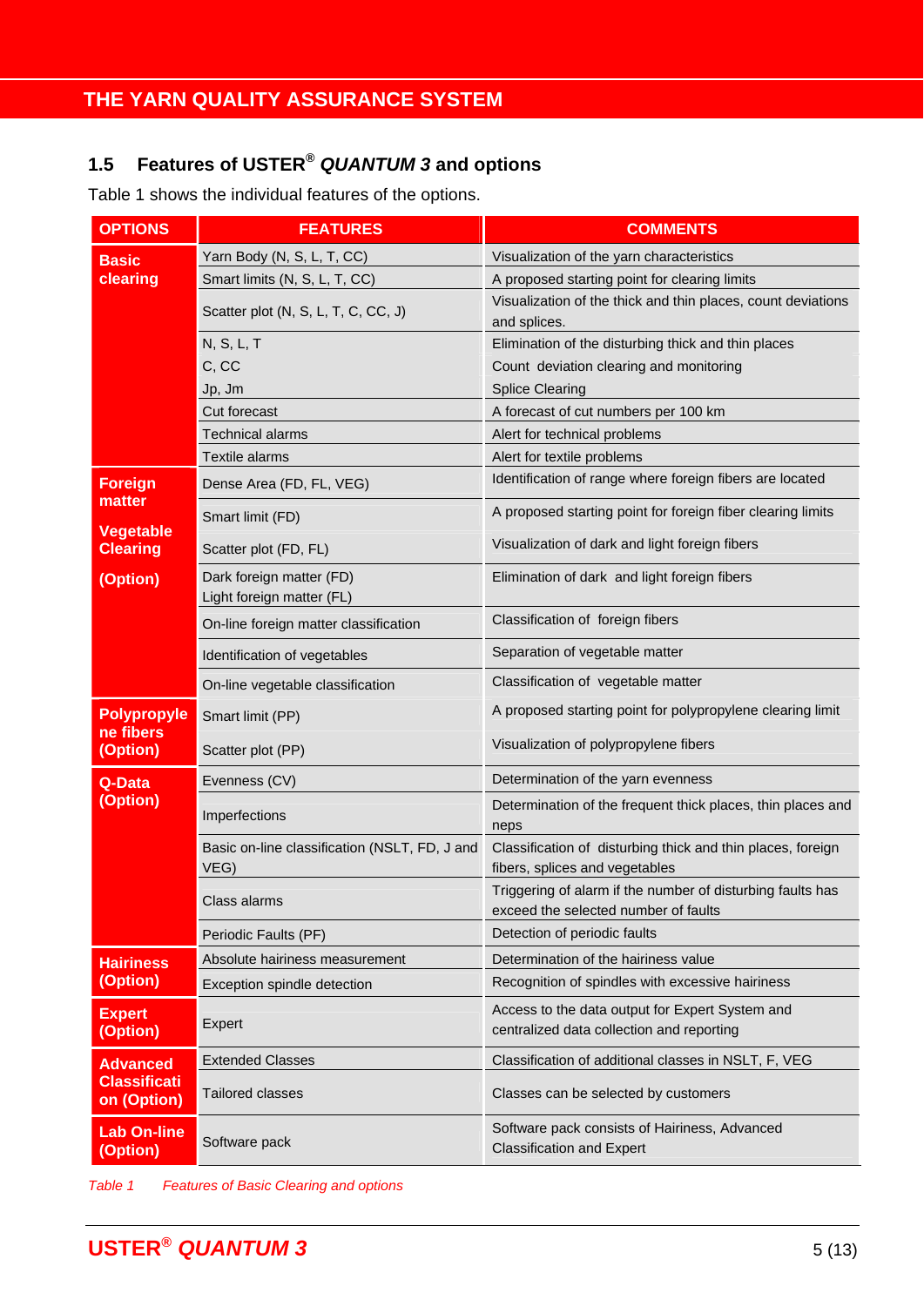## 1.5 Features of USTER® *QUANTUM 3* and options

Table 1 shows the individual features of the options.

| OPTIONS | FEATURES | COMMENTS |
|---|---|---|
| **Basic clearing** | Yarn Body (N, S, L, T, CC) | Visualization of the yarn characteristics |
| | Smart limits (N, S, L, T, CC) | A proposed starting point for clearing limits |
| | Scatter plot (N, S, L, T, C, CC, J) | Visualization of the thick and thin places, count deviations and splices. |
| | N, S, L, T | Elimination of the disturbing thick and thin places |
| | C, CC | Count deviation clearing and monitoring |
| | Jp, Jm | Splice Clearing |
| | Cut forecast | A forecast of cut numbers per 100 km |
| | Technical alarms | Alert for technical problems |
| | Textile alarms | Alert for textile problems |
| **Foreign matter Vegetable Clearing (Option)** | Dense Area (FD, FL, VEG) | Identification of range where foreign fibers are located |
| | Smart limit (FD) | A proposed starting point for foreign fiber clearing limits |
| | Scatter plot (FD, FL) | Visualization of dark and light foreign fibers |
| | Dark foreign matter (FD)<br>Light foreign matter (FL) | Elimination of dark and light foreign fibers |
| | On-line foreign matter classification | Classification of foreign fibers |
| | Identification of vegetables | Separation of vegetable matter |
| | On-line vegetable classification | Classification of vegetable matter |
| **Polypropylene fibers (Option)** | Smart limit (PP) | A proposed starting point for polypropylene clearing limit |
| | Scatter plot (PP) | Visualization of polypropylene fibers |
| **Q-Data (Option)** | Evenness (CV) | Determination of the yarn evenness |
| | Imperfections | Determination of the frequent thick places, thin places and neps |
| | Basic on-line classification (NSLT, FD, J and VEG) | Classification of disturbing thick and thin places, foreign fibers, splices and vegetables |
| | Class alarms | Triggering of alarm if the number of disturbing faults has exceed the selected number of faults |
| | Periodic Faults (PF) | Detection of periodic faults |
| **Hairiness (Option)** | Absolute hairiness measurement | Determination of the hairiness value |
| | Exception spindle detection | Recognition of spindles with excessive hairiness |
| **Expert (Option)** | Expert | Access to the data output for Expert System and centralized data collection and reporting |
| **Advanced Classification (Option)** | Extended Classes | Classification of additional classes in NSLT, F, VEG |
| | Tailored classes | Classes can be selected by customers |
| **Lab On-line (Option)** | Software pack | Software pack consists of Hairiness, Advanced Classification and Expert |

*Table 1 Features of Basic Clearing and options*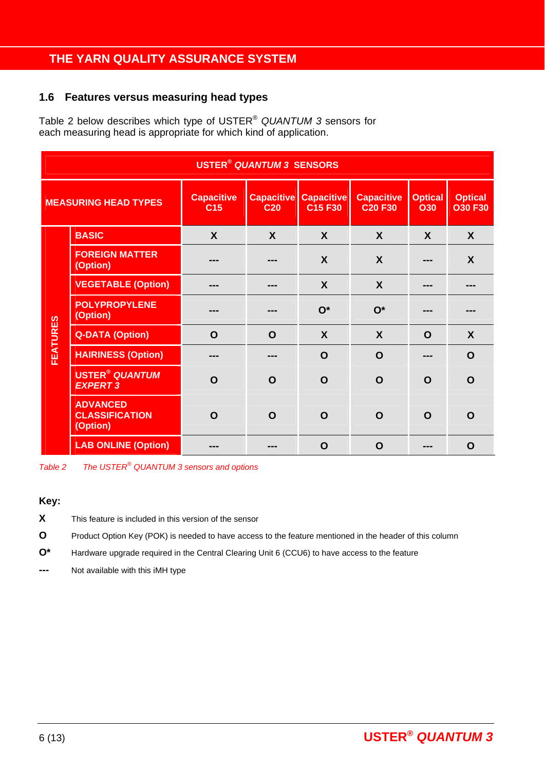## 1.6 Features versus measuring head types

Table 2 below describes which type of USTER® *QUANTUM 3* sensors for each measuring head is appropriate for which kind of application.

| USTER® *QUANTUM 3* SENSORS | | | | | | | |
|---|---|---|---|---|---|---|---|
| **MEASURING HEAD TYPES** | | **Capacitive C15** | **Capacitive C20** | **Capacitive C15 F30** | **Capacitive C20 F30** | **Optical O30** | **Optical O30 F30** |
| **FEATURES** | **BASIC** | X | X | X | X | X | X |
| | **FOREIGN MATTER (Option)** | --- | --- | X | X | --- | X |
| | **VEGETABLE (Option)** | --- | --- | X | X | --- | --- |
| | **POLYPROPYLENE (Option)** | --- | --- | O* | O* | --- | --- |
| | **Q-DATA (Option)** | O | O | X | X | O | X |
| | **HAIRINESS (Option)** | --- | --- | O | O | --- | O |
| | **USTER® *QUANTUM EXPERT 3*** | O | O | O | O | O | O |
| | **ADVANCED CLASSIFICATION (Option)** | O | O | O | O | O | O |
| | **LAB ONLINE (Option)** | --- | --- | O | O | --- | O |

*Table 2 The USTER® QUANTUM 3 sensors and options*

**Key:**

**X** This feature is included in this version of the sensor

**O** Product Option Key (POK) is needed to have access to the feature mentioned in the header of this column

**O*** Hardware upgrade required in the Central Clearing Unit 6 (CCU6) to have access to the feature

**---** Not available with this iMH type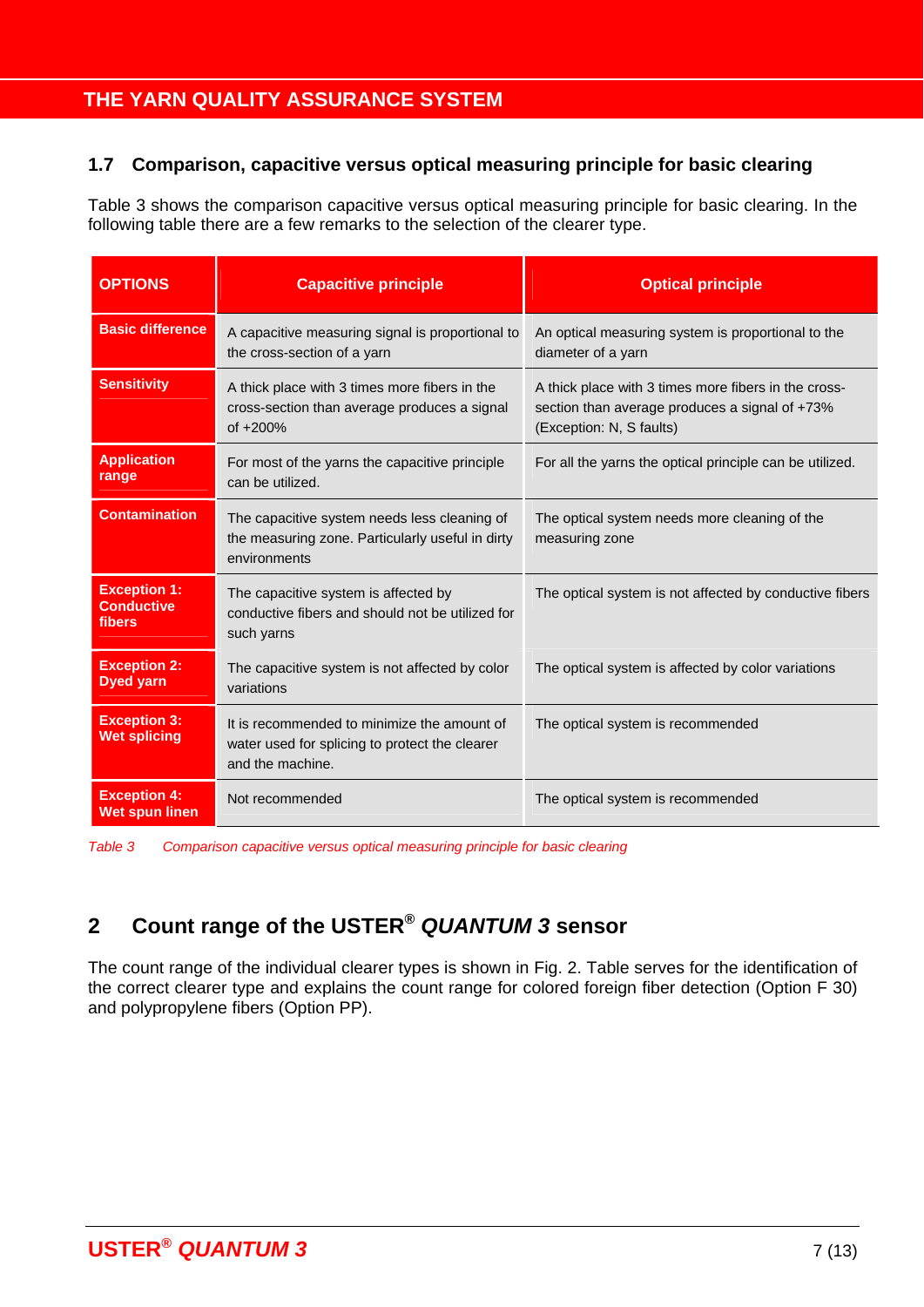### 1.7 Comparison, capacitive versus optical measuring principle for basic clearing

Table 3 shows the comparison capacitive versus optical measuring principle for basic clearing. In the following table there are a few remarks to the selection of the clearer type.

| OPTIONS | Capacitive principle | Optical principle |
|---|---|---|
| **Basic difference** | A capacitive measuring signal is proportional to the cross-section of a yarn | An optical measuring system is proportional to the diameter of a yarn |
| **Sensitivity** | A thick place with 3 times more fibers in the cross-section than average produces a signal of +200% | A thick place with 3 times more fibers in the cross-section than average produces a signal of +73% (Exception: N, S faults) |
| **Application range** | For most of the yarns the capacitive principle can be utilized. | For all the yarns the optical principle can be utilized. |
| **Contamination** | The capacitive system needs less cleaning of the measuring zone. Particularly useful in dirty environments | The optical system needs more cleaning of the measuring zone |
| **Exception 1: Conductive fibers** | The capacitive system is affected by conductive fibers and should not be utilized for such yarns | The optical system is not affected by conductive fibers |
| **Exception 2: Dyed yarn** | The capacitive system is not affected by color variations | The optical system is affected by color variations |
| **Exception 3: Wet splicing** | It is recommended to minimize the amount of water used for splicing to protect the clearer and the machine. | The optical system is recommended |
| **Exception 4: Wet spun linen** | Not recommended | The optical system is recommended |

*Table 3 Comparison capacitive versus optical measuring principle for basic clearing*

## 2 Count range of the USTER® *QUANTUM 3* sensor

The count range of the individual clearer types is shown in Fig. 2. Table serves for the identification of the correct clearer type and explains the count range for colored foreign fiber detection (Option F 30) and polypropylene fibers (Option PP).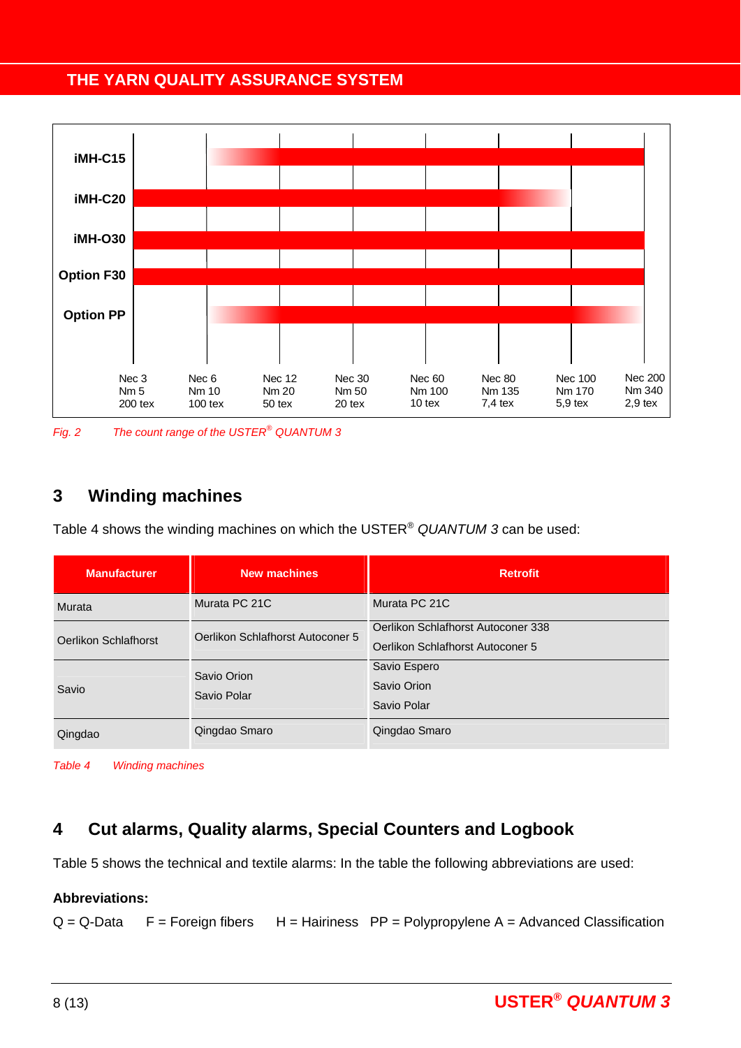| | Nec 3 / Nm 5 / 200 tex | Nec 6 / Nm 10 / 100 tex | Nec 12 / Nm 20 / 50 tex | Nec 30 / Nm 50 / 20 tex | Nec 60 / Nm 100 / 10 tex | Nec 80 / Nm 135 / 7,4 tex | Nec 100 / Nm 170 / 5,9 tex | Nec 200 / Nm 340 / 2,9 tex |
|---|---|---|---|---|---|---|---|---|
| **iMH-C15** | | | | | | | | |
| **iMH-C20** | | | | | | | | |
| **iMH-O30** | | | | | | | | |
| **Option F30** | | | | | | | | |
| **Option PP** | | | | | | | | |

*Fig. 2 The count range of the USTER® QUANTUM 3*

## 3 Winding machines

Table 4 shows the winding machines on which the USTER® *QUANTUM 3* can be used:

| Manufacturer | New machines | Retrofit |
|---|---|---|
| Murata | Murata PC 21C | Murata PC 21C |
| Oerlikon Schlafhorst | Oerlikon Schlafhorst Autoconer 5 | Oerlikon Schlafhorst Autoconer 338<br>Oerlikon Schlafhorst Autoconer 5 |
| Savio | Savio Orion<br>Savio Polar | Savio Espero<br>Savio Orion<br>Savio Polar |
| Qingdao | Qingdao Smaro | Qingdao Smaro |

*Table 4 Winding machines*

## 4 Cut alarms, Quality alarms, Special Counters and Logbook

Table 5 shows the technical and textile alarms: In the table the following abbreviations are used:

**Abbreviations:**

Q = Q-Data F = Foreign fibers H = Hairiness PP = Polypropylene A = Advanced Classification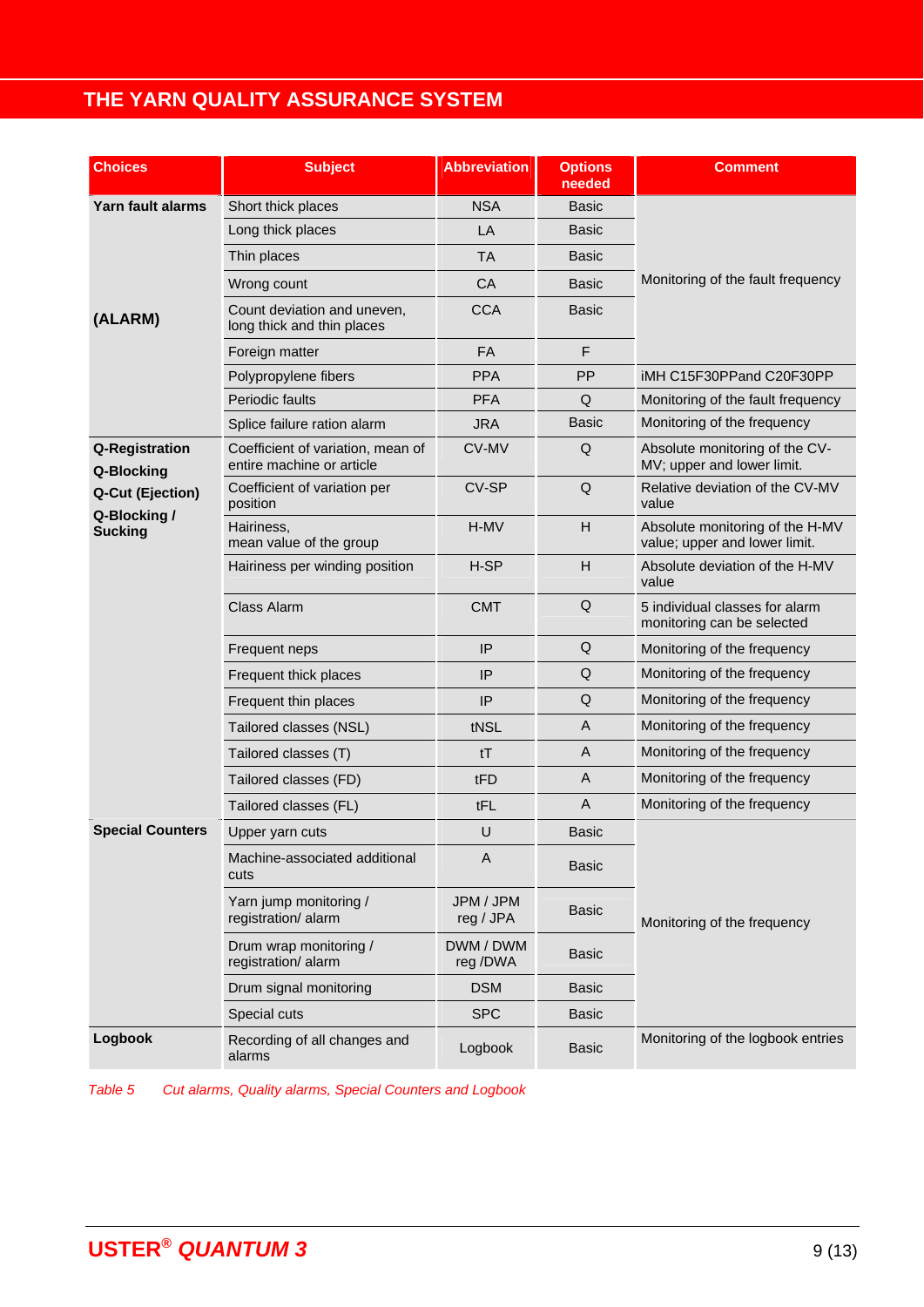## THE YARN QUALITY ASSURANCE SYSTEM

| Choices | Subject | Abbreviation | Options needed | Comment |
|---|---|---|---|---|
| **Yarn fault alarms** | Short thick places | NSA | Basic | Monitoring of the fault frequency |
| | Long thick places | LA | Basic | |
| | Thin places | TA | Basic | |
| | Wrong count | CA | Basic | |
| **(ALARM)** | Count deviation and uneven, long thick and thin places | CCA | Basic | |
| | Foreign matter | FA | F | |
| | Polypropylene fibers | PPA | PP | iMH C15F30PPand C20F30PP |
| | Periodic faults | PFA | Q | Monitoring of the fault frequency |
| | Splice failure ration alarm | JRA | Basic | Monitoring of the frequency |
| **Q-Registration Q-Blocking Q-Cut (Ejection) Q-Blocking / Sucking** | Coefficient of variation, mean of entire machine or article | CV-MV | Q | Absolute monitoring of the CV-MV; upper and lower limit. |
| | Coefficient of variation per position | CV-SP | Q | Relative deviation of the CV-MV value |
| | Hairiness, mean value of the group | H-MV | H | Absolute monitoring of the H-MV value; upper and lower limit. |
| | Hairiness per winding position | H-SP | H | Absolute deviation of the H-MV value |
| | Class Alarm | CMT | Q | 5 individual classes for alarm monitoring can be selected |
| | Frequent neps | IP | Q | Monitoring of the frequency |
| | Frequent thick places | IP | Q | Monitoring of the frequency |
| | Frequent thin places | IP | Q | Monitoring of the frequency |
| | Tailored classes (NSL) | tNSL | A | Monitoring of the frequency |
| | Tailored classes (T) | tT | A | Monitoring of the frequency |
| | Tailored classes (FD) | tFD | A | Monitoring of the frequency |
| | Tailored classes (FL) | tFL | A | Monitoring of the frequency |
| **Special Counters** | Upper yarn cuts | U | Basic | Monitoring of the frequency |
| | Machine-associated additional cuts | A | Basic | |
| | Yarn jump monitoring / registration/ alarm | JPM / JPM reg / JPA | Basic | |
| | Drum wrap monitoring / registration/ alarm | DWM / DWM reg /DWA | Basic | |
| | Drum signal monitoring | DSM | Basic | |
| | Special cuts | SPC | Basic | |
| **Logbook** | Recording of all changes and alarms | Logbook | Basic | Monitoring of the logbook entries |

*Table 5 Cut alarms, Quality alarms, Special Counters and Logbook*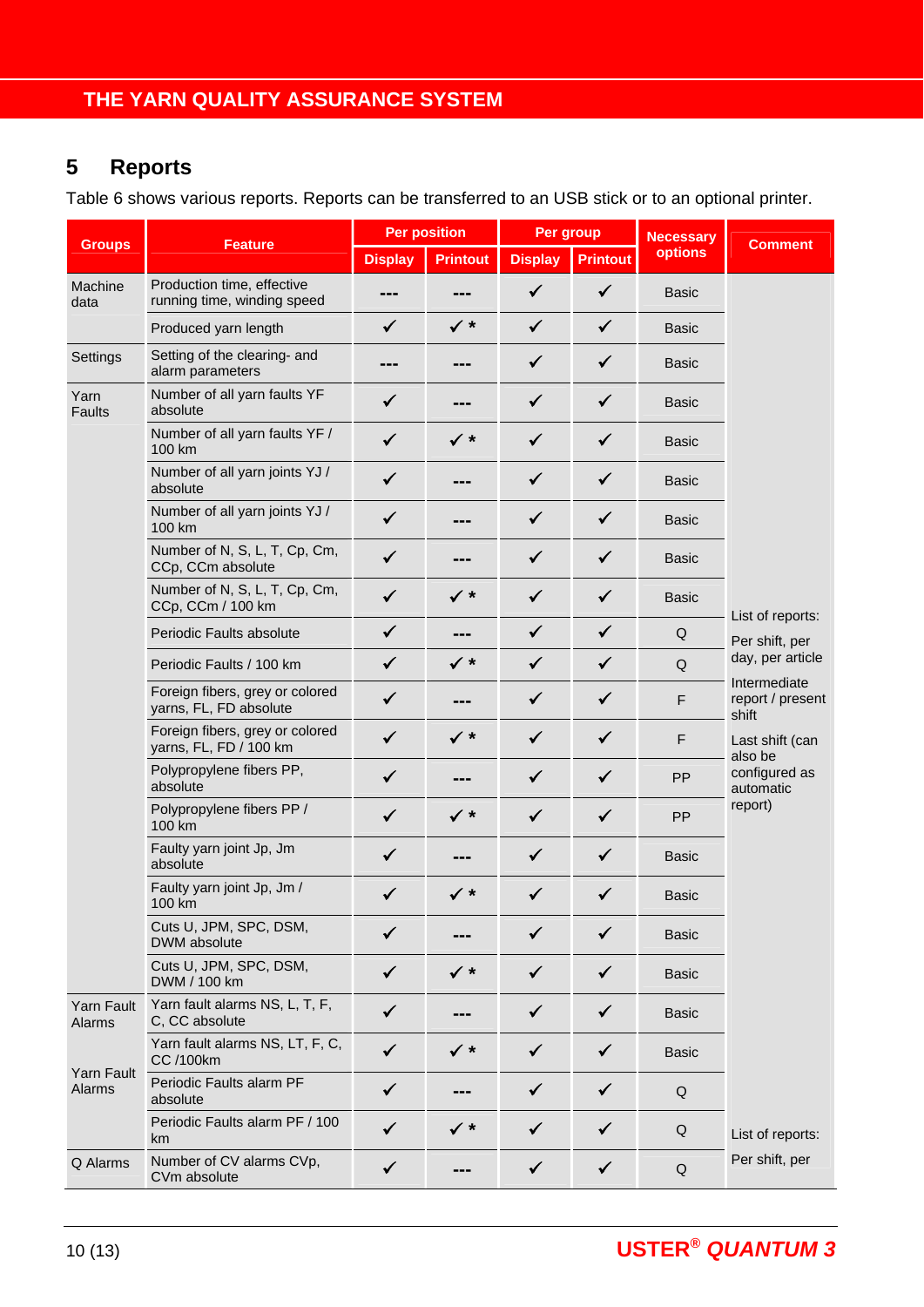## 5 Reports

Table 6 shows various reports. Reports can be transferred to an USB stick or to an optional printer.

| Groups | Feature | Per position | | Per group | | Necessary options | Comment |
|---|---|---|---|---|---|---|---|
| | | Display | Printout | Display | Printout | | |
| Machine data | Production time, effective running time, winding speed | --- | --- | ✓ | ✓ | Basic | List of reports: Per shift, per day, per article Intermediate report / present shift Last shift (can also be configured as automatic report) |
| | Produced yarn length | ✓ | ✓ * | ✓ | ✓ | Basic | |
| Settings | Setting of the clearing- and alarm parameters | --- | --- | ✓ | ✓ | Basic | |
| Yarn Faults | Number of all yarn faults YF absolute | ✓ | --- | ✓ | ✓ | Basic | |
| | Number of all yarn faults YF / 100 km | ✓ | ✓ * | ✓ | ✓ | Basic | |
| | Number of all yarn joints YJ / absolute | ✓ | --- | ✓ | ✓ | Basic | |
| | Number of all yarn joints YJ / 100 km | ✓ | --- | ✓ | ✓ | Basic | |
| | Number of N, S, L, T, Cp, Cm, CCp, CCm absolute | ✓ | --- | ✓ | ✓ | Basic | |
| | Number of N, S, L, T, Cp, Cm, CCp, CCm / 100 km | ✓ | ✓ * | ✓ | ✓ | Basic | |
| | Periodic Faults absolute | ✓ | --- | ✓ | ✓ | Q | |
| | Periodic Faults / 100 km | ✓ | ✓ * | ✓ | ✓ | Q | |
| | Foreign fibers, grey or colored yarns, FL, FD absolute | ✓ | --- | ✓ | ✓ | F | |
| | Foreign fibers, grey or colored yarns, FL, FD / 100 km | ✓ | ✓ * | ✓ | ✓ | F | |
| | Polypropylene fibers PP, absolute | ✓ | --- | ✓ | ✓ | PP | |
| | Polypropylene fibers PP / 100 km | ✓ | ✓ * | ✓ | ✓ | PP | |
| | Faulty yarn joint Jp, Jm absolute | ✓ | --- | ✓ | ✓ | Basic | |
| | Faulty yarn joint Jp, Jm / 100 km | ✓ | ✓ * | ✓ | ✓ | Basic | |
| | Cuts U, JPM, SPC, DSM, DWM absolute | ✓ | --- | ✓ | ✓ | Basic | |
| | Cuts U, JPM, SPC, DSM, DWM / 100 km | ✓ | ✓ * | ✓ | ✓ | Basic | |
| Yarn Fault Alarms | Yarn fault alarms NS, L, T, F, C, CC absolute | ✓ | --- | ✓ | ✓ | Basic | |
| | Yarn fault alarms NS, LT, F, C, CC /100km | ✓ | ✓ * | ✓ | ✓ | Basic | |
| Yarn Fault Alarms | Periodic Faults alarm PF absolute | ✓ | --- | ✓ | ✓ | Q | |
| | Periodic Faults alarm PF / 100 km | ✓ | ✓ * | ✓ | ✓ | Q | List of reports: Per shift, per |
| Q Alarms | Number of CV alarms CVp, CVm absolute | ✓ | --- | ✓ | ✓ | Q | |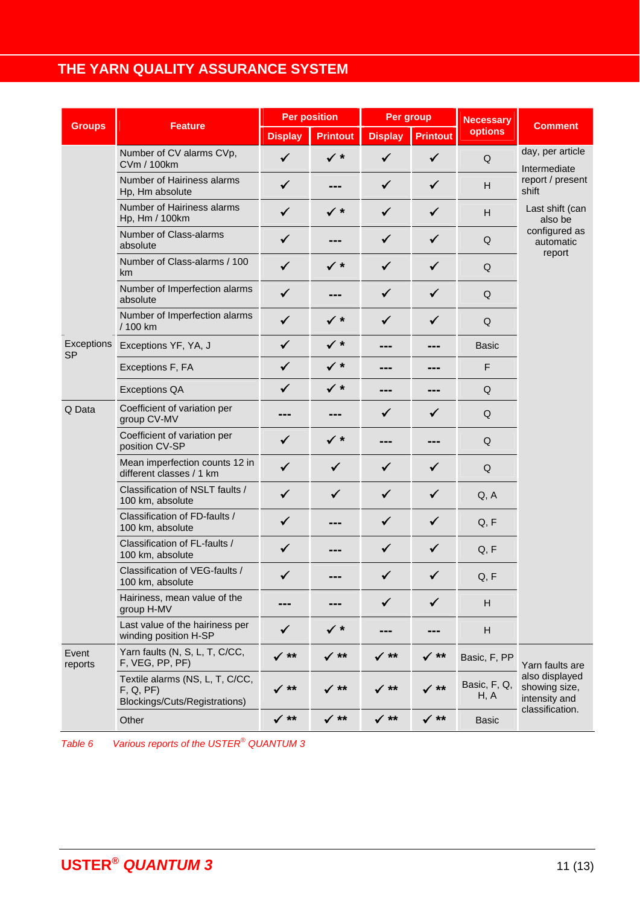## THE YARN QUALITY ASSURANCE SYSTEM

| Groups | Feature | Per position | | Per group | | Necessary options | Comment |
|---|---|---|---|---|---|---|---|
| | | Display | Printout | Display | Printout | | |
| | Number of CV alarms CVp, CVm / 100km | ✓ | ✓ * | ✓ | ✓ | Q | day, per article<br>Intermediate report / present shift<br>Last shift (can also be configured as automatic report |
| | Number of Hairiness alarms Hp, Hm absolute | ✓ | --- | ✓ | ✓ | H | |
| | Number of Hairiness alarms Hp, Hm / 100km | ✓ | ✓ * | ✓ | ✓ | H | |
| | Number of Class-alarms absolute | ✓ | --- | ✓ | ✓ | Q | |
| | Number of Class-alarms / 100 km | ✓ | ✓ * | ✓ | ✓ | Q | |
| | Number of Imperfection alarms absolute | ✓ | --- | ✓ | ✓ | Q | |
| | Number of Imperfection alarms / 100 km | ✓ | ✓ * | ✓ | ✓ | Q | |
| Exceptions SP | Exceptions YF, YA, J | ✓ | ✓ * | --- | --- | Basic | |
| | Exceptions F, FA | ✓ | ✓ * | --- | --- | F | |
| | Exceptions QA | ✓ | ✓ * | --- | --- | Q | |
| Q Data | Coefficient of variation per group CV-MV | --- | --- | ✓ | ✓ | Q | |
| | Coefficient of variation per position CV-SP | ✓ | ✓ * | --- | --- | Q | |
| | Mean imperfection counts 12 in different classes / 1 km | ✓ | ✓ | ✓ | ✓ | Q | |
| | Classification of NSLT faults / 100 km, absolute | ✓ | ✓ | ✓ | ✓ | Q, A | |
| | Classification of FD-faults / 100 km, absolute | ✓ | --- | ✓ | ✓ | Q, F | |
| | Classification of FL-faults / 100 km, absolute | ✓ | --- | ✓ | ✓ | Q, F | |
| | Classification of VEG-faults / 100 km, absolute | ✓ | --- | ✓ | ✓ | Q, F | |
| | Hairiness, mean value of the group H-MV | --- | --- | ✓ | ✓ | H | |
| | Last value of the hairiness per winding position H-SP | ✓ | ✓ * | --- | --- | H | |
| Event reports | Yarn faults (N, S, L, T, C/CC, F, VEG, PP, PF) | ✓ ** | ✓ ** | ✓ ** | ✓ ** | Basic, F, PP | Yarn faults are also displayed showing size, intensity and classification. |
| | Textile alarms (NS, L, T, C/CC, F, Q, PF) Blockings/Cuts/Registrations) | ✓ ** | ✓ ** | ✓ ** | ✓ ** | Basic, F, Q, H, A | |
| | Other | ✓ ** | ✓ ** | ✓ ** | ✓ ** | Basic | |

*Table 6 Various reports of the USTER® QUANTUM 3*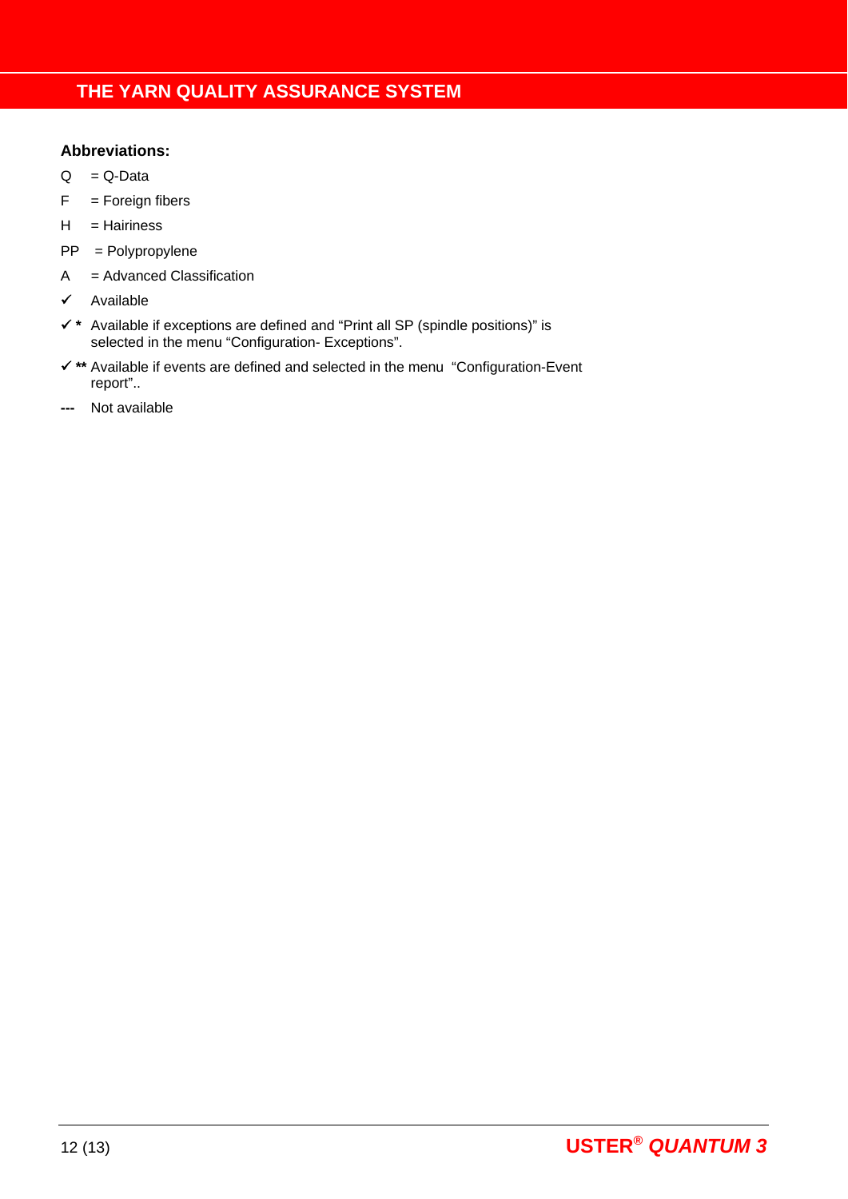**Abbreviations:**

Q = Q-Data

F = Foreign fibers

H = Hairiness

PP = Polypropylene

A = Advanced Classification

✓ Available

✓ * Available if exceptions are defined and “Print all SP (spindle positions)” is selected in the menu “Configuration- Exceptions”.

✓ ** Available if events are defined and selected in the menu “Configuration-Event report”..

**---** Not available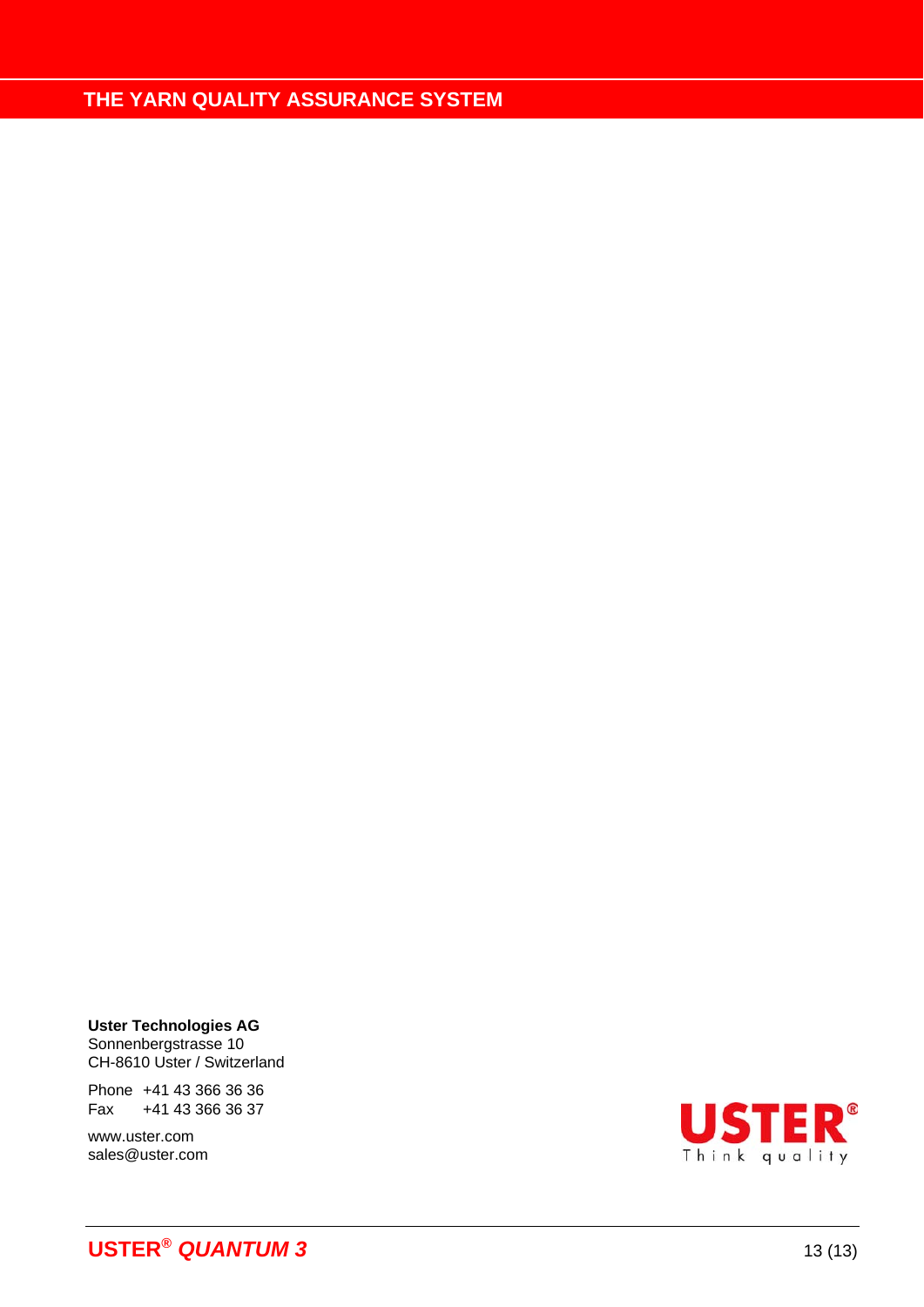**Uster Technologies AG**
Sonnenbergstrasse 10
CH-8610 Uster / Switzerland

Phone +41 43 366 36 36
Fax +41 43 366 36 37

www.uster.com
sales@uster.com

USTER®
Think quality